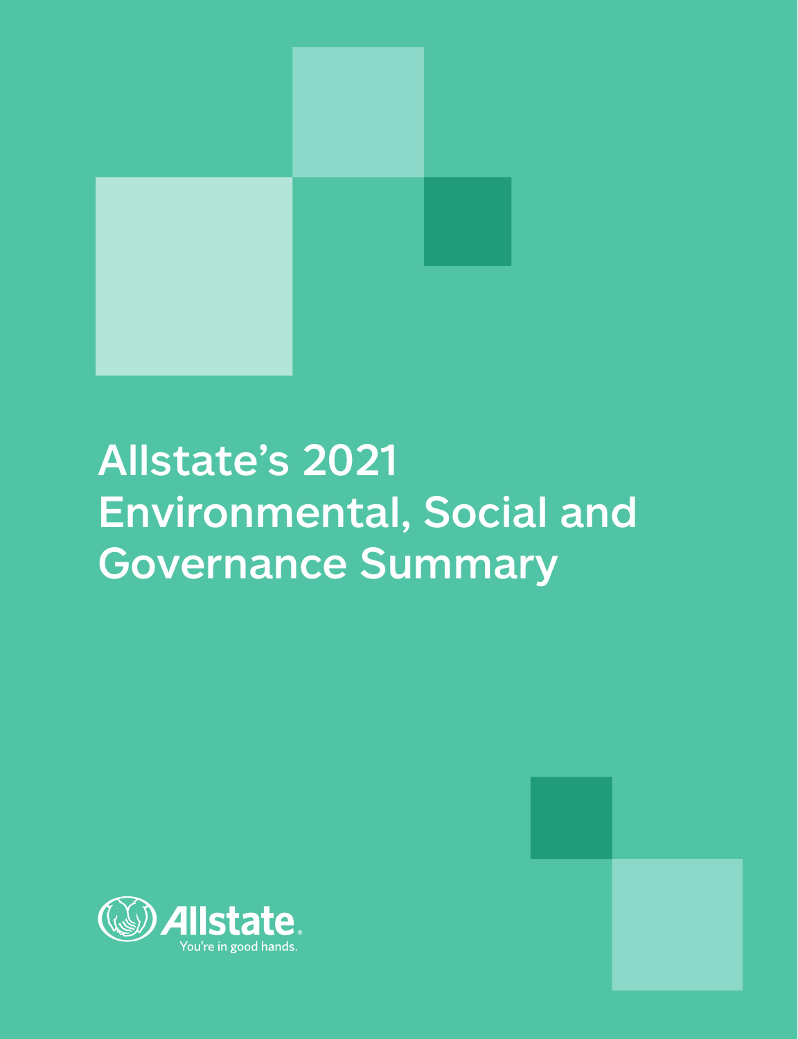# Allstate's 2021 Environmental, Social and Governance Summary

Allstate
You're in good hands.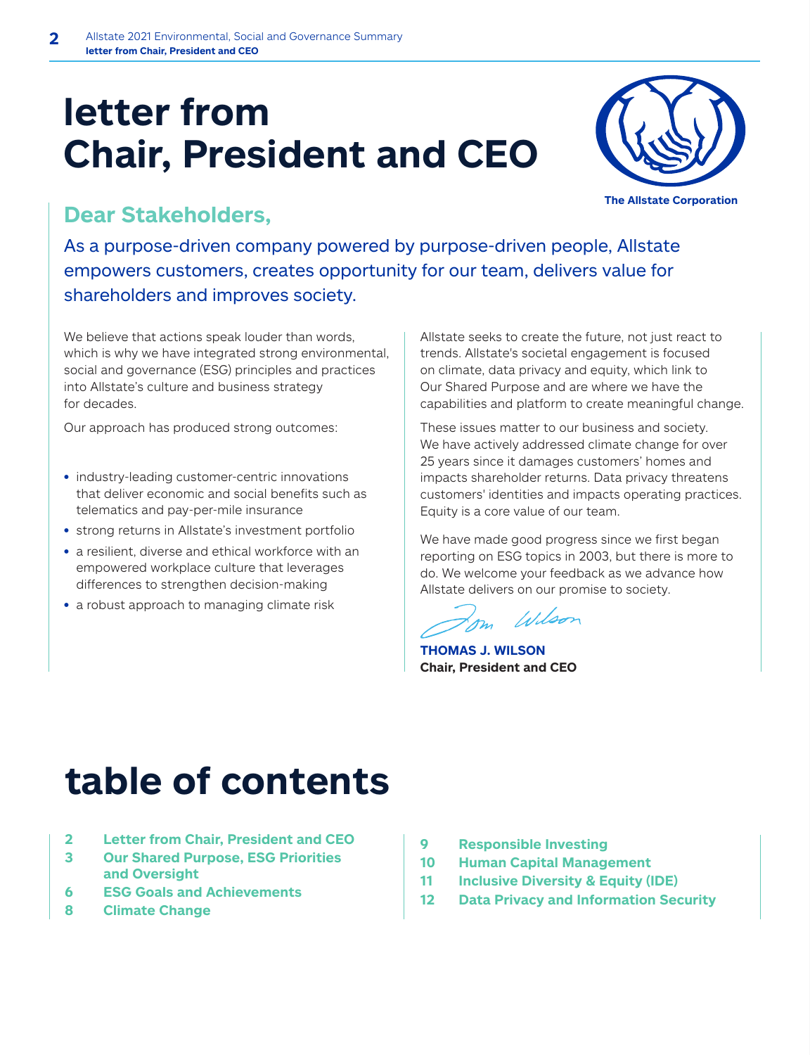# letter from Chair, President and CEO

The Allstate Corporation

## Dear Stakeholders,

As a purpose-driven company powered by purpose-driven people, Allstate empowers customers, creates opportunity for our team, delivers value for shareholders and improves society.

We believe that actions speak louder than words, which is why we have integrated strong environmental, social and governance (ESG) principles and practices into Allstate's culture and business strategy for decades.

Our approach has produced strong outcomes:

- industry-leading customer-centric innovations that deliver economic and social benefits such as telematics and pay-per-mile insurance
- strong returns in Allstate's investment portfolio
- a resilient, diverse and ethical workforce with an empowered workplace culture that leverages differences to strengthen decision-making
- a robust approach to managing climate risk

Allstate seeks to create the future, not just react to trends. Allstate's societal engagement is focused on climate, data privacy and equity, which link to Our Shared Purpose and are where we have the capabilities and platform to create meaningful change.

These issues matter to our business and society. We have actively addressed climate change for over 25 years since it damages customers' homes and impacts shareholder returns. Data privacy threatens customers' identities and impacts operating practices. Equity is a core value of our team.

We have made good progress since we first began reporting on ESG topics in 2003, but there is more to do. We welcome your feedback as we advance how Allstate delivers on our promise to society.

Tom Wilson

**THOMAS J. WILSON**
**Chair, President and CEO**

# table of contents

| | |
|---|---|
| 2 | Letter from Chair, President and CEO |
| 3 | Our Shared Purpose, ESG Priorities and Oversight |
| 6 | ESG Goals and Achievements |
| 8 | Climate Change |
| 9 | Responsible Investing |
| 10 | Human Capital Management |
| 11 | Inclusive Diversity & Equity (IDE) |
| 12 | Data Privacy and Information Security |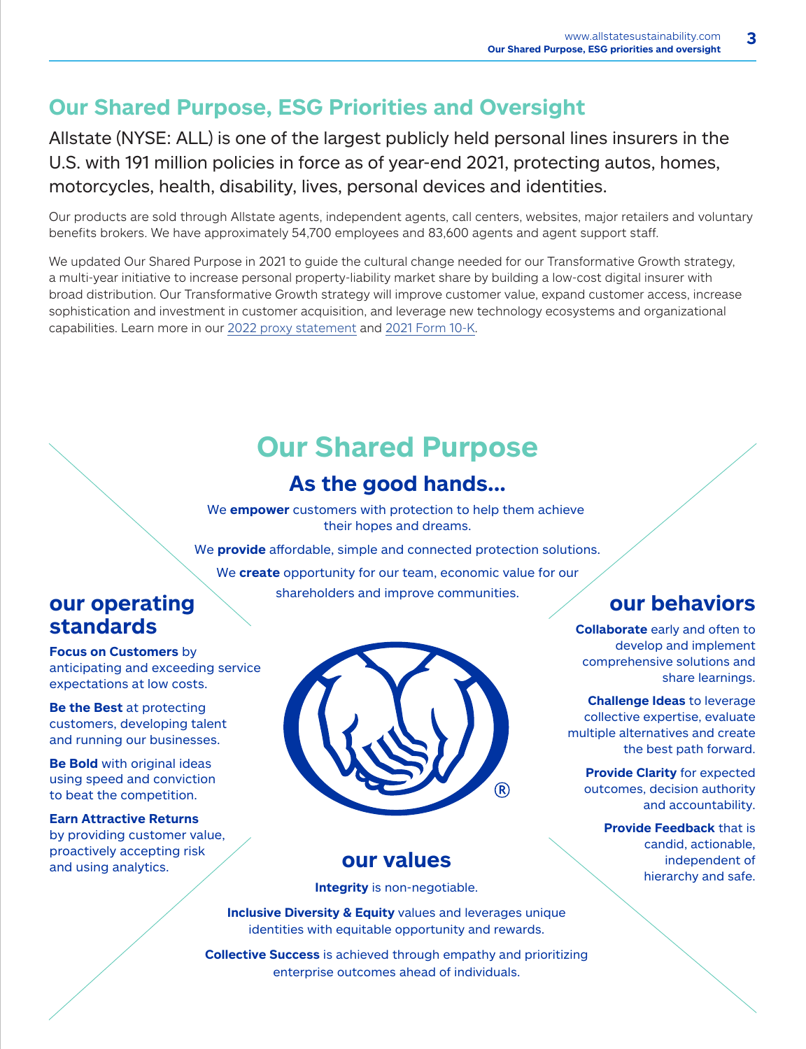# Our Shared Purpose, ESG Priorities and Oversight

Allstate (NYSE: ALL) is one of the largest publicly held personal lines insurers in the U.S. with 191 million policies in force as of year-end 2021, protecting autos, homes, motorcycles, health, disability, lives, personal devices and identities.

Our products are sold through Allstate agents, independent agents, call centers, websites, major retailers and voluntary benefits brokers. We have approximately 54,700 employees and 83,600 agents and agent support staff.

We updated Our Shared Purpose in 2021 to guide the cultural change needed for our Transformative Growth strategy, a multi-year initiative to increase personal property-liability market share by building a low-cost digital insurer with broad distribution. Our Transformative Growth strategy will improve customer value, expand customer access, increase sophistication and investment in customer acquisition, and leverage new technology ecosystems and organizational capabilities. Learn more in our 2022 proxy statement and 2021 Form 10-K.

## Our Shared Purpose

### As the good hands...

We **empower** customers with protection to help them achieve their hopes and dreams.

We **provide** affordable, simple and connected protection solutions.

We **create** opportunity for our team, economic value for our shareholders and improve communities.

### our operating standards

**Focus on Customers** by anticipating and exceeding service expectations at low costs.

**Be the Best** at protecting customers, developing talent and running our businesses.

**Be Bold** with original ideas using speed and conviction to beat the competition.

**Earn Attractive Returns** by providing customer value, proactively accepting risk and using analytics.

### our behaviors

**Collaborate** early and often to develop and implement comprehensive solutions and share learnings.

**Challenge Ideas** to leverage collective expertise, evaluate multiple alternatives and create the best path forward.

**Provide Clarity** for expected outcomes, decision authority and accountability.

**Provide Feedback** that is candid, actionable, independent of hierarchy and safe.

### our values

**Integrity** is non-negotiable.

**Inclusive Diversity & Equity** values and leverages unique identities with equitable opportunity and rewards.

**Collective Success** is achieved through empathy and prioritizing enterprise outcomes ahead of individuals.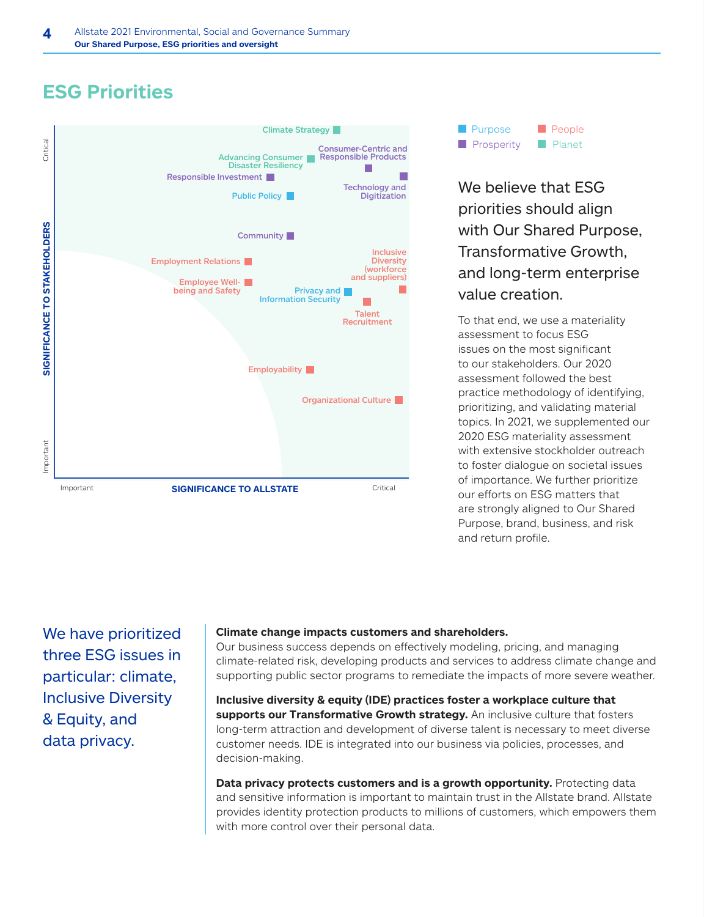## ESG Priorities

Critical
SIGNIFICANCE TO STAKEHOLDERS
Important

Climate Strategy
Consumer-Centric and Responsible Products
Advancing Consumer Disaster Resiliency
Responsible Investment
Technology and Digitization
Public Policy
Community
Inclusive Diversity (workforce and suppliers)
Employment Relations
Employee Well-being and Safety
Privacy and Information Security
Talent Recruitment
Employability
Organizational Culture

Important
SIGNIFICANCE TO ALLSTATE
Critical

Purpose
People
Prosperity
Planet

We believe that ESG priorities should align with Our Shared Purpose, Transformative Growth, and long-term enterprise value creation.

To that end, we use a materiality assessment to focus ESG issues on the most significant to our stakeholders. Our 2020 assessment followed the best practice methodology of identifying, prioritizing, and validating material topics. In 2021, we supplemented our 2020 ESG materiality assessment with extensive stockholder outreach to foster dialogue on societal issues of importance. We further prioritize our efforts on ESG matters that are strongly aligned to Our Shared Purpose, brand, business, and risk and return profile.

We have prioritized three ESG issues in particular: climate, Inclusive Diversity & Equity, and data privacy.

**Climate change impacts customers and shareholders.** Our business success depends on effectively modeling, pricing, and managing climate-related risk, developing products and services to address climate change and supporting public sector programs to remediate the impacts of more severe weather.

**Inclusive diversity & equity (IDE) practices foster a workplace culture that supports our Transformative Growth strategy.** An inclusive culture that fosters long-term attraction and development of diverse talent is necessary to meet diverse customer needs. IDE is integrated into our business via policies, processes, and decision-making.

**Data privacy protects customers and is a growth opportunity.** Protecting data and sensitive information is important to maintain trust in the Allstate brand. Allstate provides identity protection products to millions of customers, which empowers them with more control over their personal data.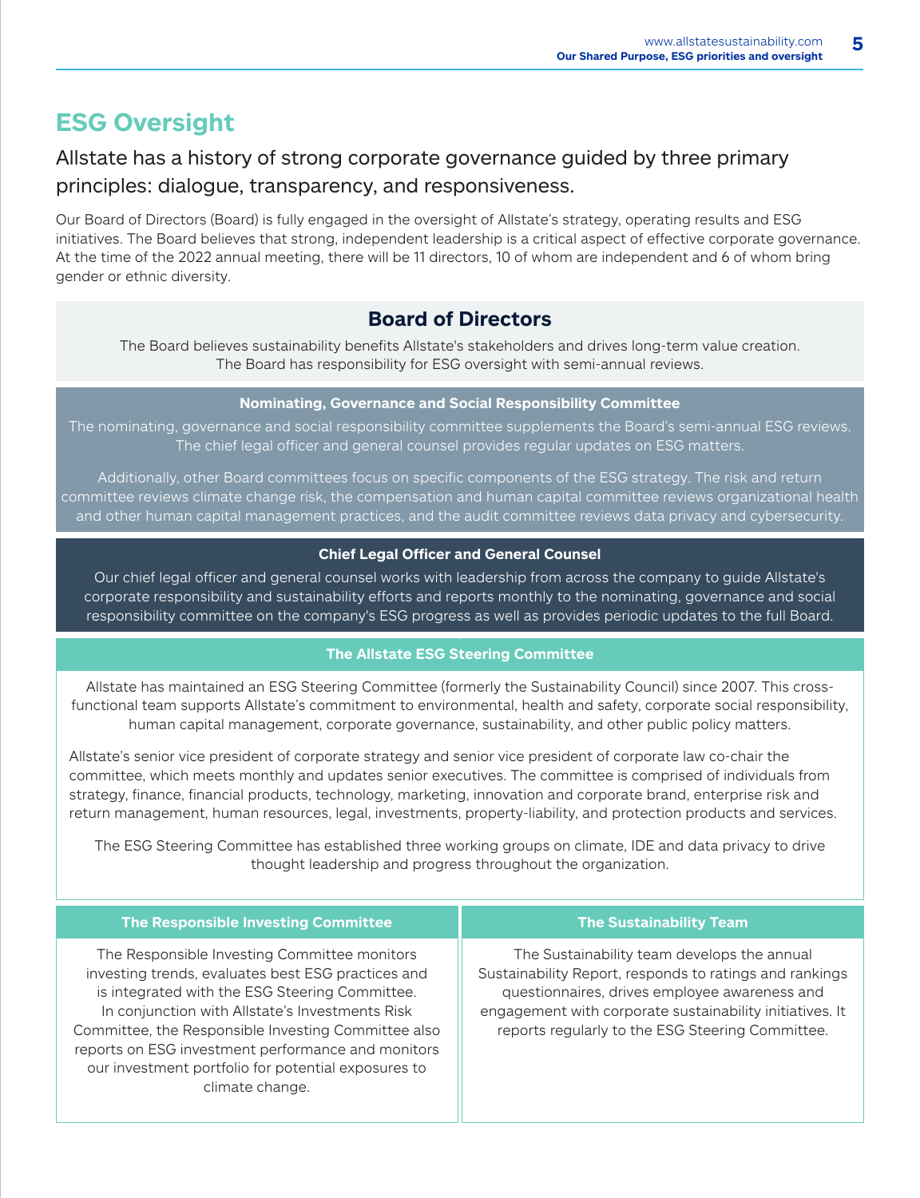# ESG Oversight

## Allstate has a history of strong corporate governance guided by three primary principles: dialogue, transparency, and responsiveness.

Our Board of Directors (Board) is fully engaged in the oversight of Allstate's strategy, operating results and ESG initiatives. The Board believes that strong, independent leadership is a critical aspect of effective corporate governance. At the time of the 2022 annual meeting, there will be 11 directors, 10 of whom are independent and 6 of whom bring gender or ethnic diversity.

### Board of Directors

The Board believes sustainability benefits Allstate's stakeholders and drives long-term value creation. The Board has responsibility for ESG oversight with semi-annual reviews.

#### Nominating, Governance and Social Responsibility Committee

The nominating, governance and social responsibility committee supplements the Board's semi-annual ESG reviews. The chief legal officer and general counsel provides regular updates on ESG matters.

Additionally, other Board committees focus on specific components of the ESG strategy. The risk and return committee reviews climate change risk, the compensation and human capital committee reviews organizational health and other human capital management practices, and the audit committee reviews data privacy and cybersecurity.

#### Chief Legal Officer and General Counsel

Our chief legal officer and general counsel works with leadership from across the company to guide Allstate's corporate responsibility and sustainability efforts and reports monthly to the nominating, governance and social responsibility committee on the company's ESG progress as well as provides periodic updates to the full Board.

#### The Allstate ESG Steering Committee

Allstate has maintained an ESG Steering Committee (formerly the Sustainability Council) since 2007. This cross-functional team supports Allstate's commitment to environmental, health and safety, corporate social responsibility, human capital management, corporate governance, sustainability, and other public policy matters.

Allstate's senior vice president of corporate strategy and senior vice president of corporate law co-chair the committee, which meets monthly and updates senior executives. The committee is comprised of individuals from strategy, finance, financial products, technology, marketing, innovation and corporate brand, enterprise risk and return management, human resources, legal, investments, property-liability, and protection products and services.

The ESG Steering Committee has established three working groups on climate, IDE and data privacy to drive thought leadership and progress throughout the organization.

#### The Responsible Investing Committee

The Responsible Investing Committee monitors investing trends, evaluates best ESG practices and is integrated with the ESG Steering Committee. In conjunction with Allstate's Investments Risk Committee, the Responsible Investing Committee also reports on ESG investment performance and monitors our investment portfolio for potential exposures to climate change.

#### The Sustainability Team

The Sustainability team develops the annual Sustainability Report, responds to ratings and rankings questionnaires, drives employee awareness and engagement with corporate sustainability initiatives. It reports regularly to the ESG Steering Committee.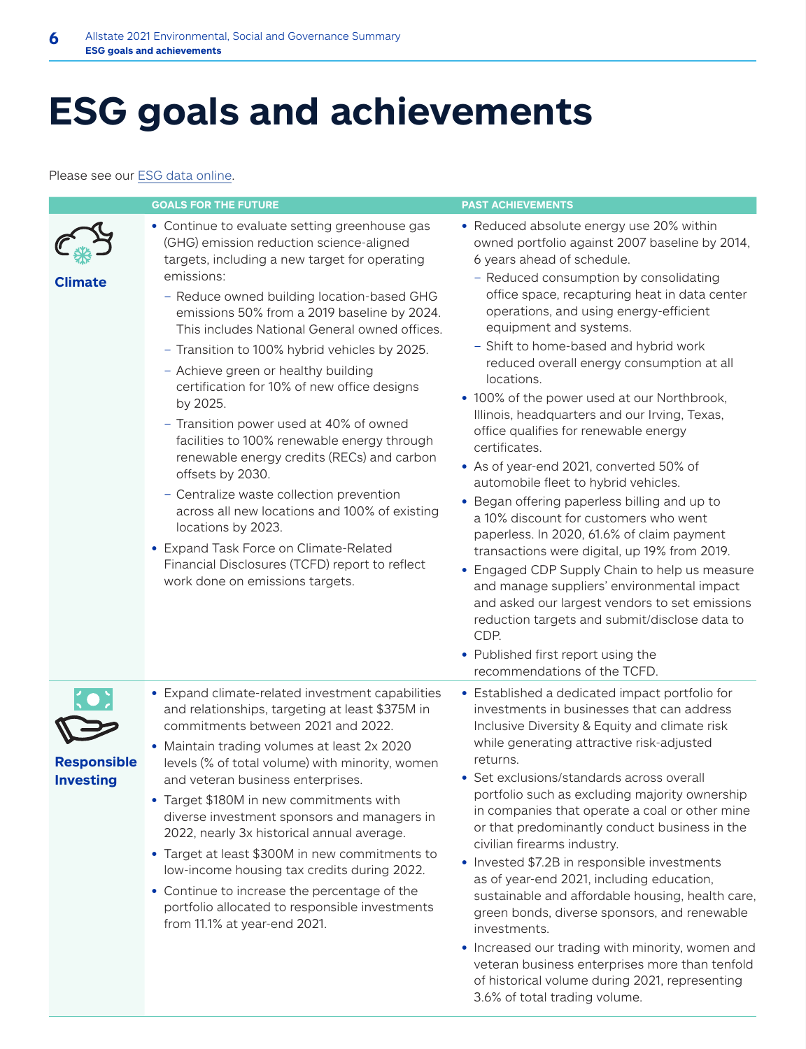# ESG goals and achievements

Please see our ESG data online.

| | GOALS FOR THE FUTURE | PAST ACHIEVEMENTS |
|---|---|---|
| **Climate** | • Continue to evaluate setting greenhouse gas (GHG) emission reduction science-aligned targets, including a new target for operating emissions:<br>– Reduce owned building location-based GHG emissions 50% from a 2019 baseline by 2024. This includes National General owned offices.<br>– Transition to 100% hybrid vehicles by 2025.<br>– Achieve green or healthy building certification for 10% of new office designs by 2025.<br>– Transition power used at 40% of owned facilities to 100% renewable energy through renewable energy credits (RECs) and carbon offsets by 2030.<br>– Centralize waste collection prevention across all new locations and 100% of existing locations by 2023.<br>• Expand Task Force on Climate-Related Financial Disclosures (TCFD) report to reflect work done on emissions targets. | • Reduced absolute energy use 20% within owned portfolio against 2007 baseline by 2014, 6 years ahead of schedule.<br>– Reduced consumption by consolidating office space, recapturing heat in data center operations, and using energy-efficient equipment and systems.<br>– Shift to home-based and hybrid work reduced overall energy consumption at all locations.<br>• 100% of the power used at our Northbrook, Illinois, headquarters and our Irving, Texas, office qualifies for renewable energy certificates.<br>• As of year-end 2021, converted 50% of automobile fleet to hybrid vehicles.<br>• Began offering paperless billing and up to a 10% discount for customers who went paperless. In 2020, 61.6% of claim payment transactions were digital, up 19% from 2019.<br>• Engaged CDP Supply Chain to help us measure and manage suppliers' environmental impact and asked our largest vendors to set emissions reduction targets and submit/disclose data to CDP.<br>• Published first report using the recommendations of the TCFD. |
| **Responsible Investing** | • Expand climate-related investment capabilities and relationships, targeting at least $375M in commitments between 2021 and 2022.<br>• Maintain trading volumes at least 2x 2020 levels (% of total volume) with minority, women and veteran business enterprises.<br>• Target $180M in new commitments with diverse investment sponsors and managers in 2022, nearly 3x historical annual average.<br>• Target at least $300M in new commitments to low-income housing tax credits during 2022.<br>• Continue to increase the percentage of the portfolio allocated to responsible investments from 11.1% at year-end 2021. | • Established a dedicated impact portfolio for investments in businesses that can address Inclusive Diversity & Equity and climate risk while generating attractive risk-adjusted returns.<br>• Set exclusions/standards across overall portfolio such as excluding majority ownership in companies that operate a coal or other mine or that predominantly conduct business in the civilian firearms industry.<br>• Invested $7.2B in responsible investments as of year-end 2021, including education, sustainable and affordable housing, health care, green bonds, diverse sponsors, and renewable investments.<br>• Increased our trading with minority, women and veteran business enterprises more than tenfold of historical volume during 2021, representing 3.6% of total trading volume. |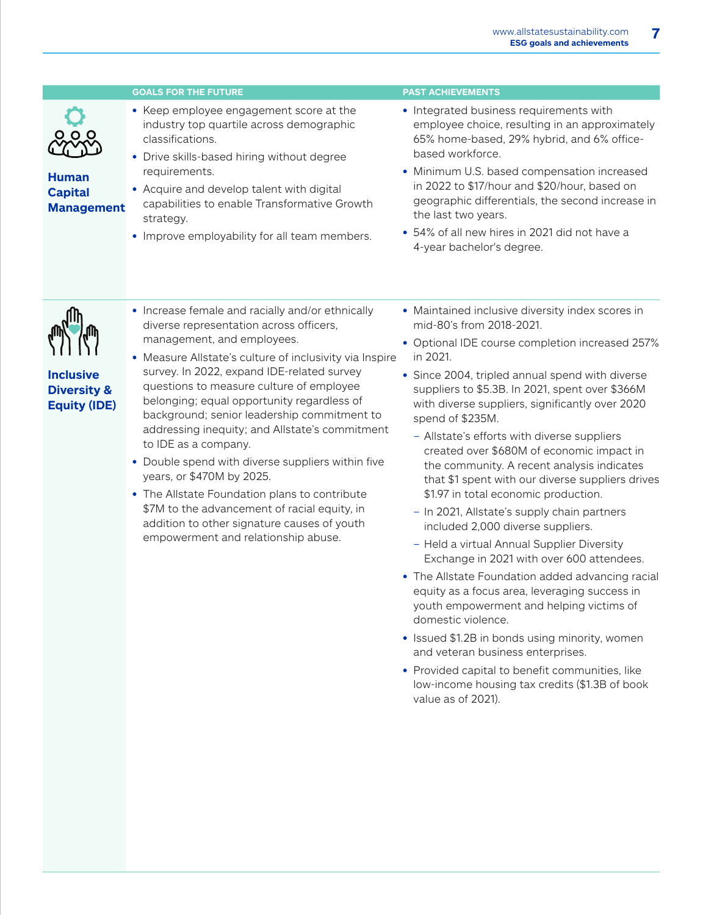| | GOALS FOR THE FUTURE | PAST ACHIEVEMENTS |
|---|---|---|
| **Human Capital Management** | • Keep employee engagement score at the industry top quartile across demographic classifications.<br>• Drive skills-based hiring without degree requirements.<br>• Acquire and develop talent with digital capabilities to enable Transformative Growth strategy.<br>• Improve employability for all team members. | • Integrated business requirements with employee choice, resulting in an approximately 65% home-based, 29% hybrid, and 6% office-based workforce.<br>• Minimum U.S. based compensation increased in 2022 to $17/hour and $20/hour, based on geographic differentials, the second increase in the last two years.<br>• 54% of all new hires in 2021 did not have a 4-year bachelor's degree. |
| **Inclusive Diversity & Equity (IDE)** | • Increase female and racially and/or ethnically diverse representation across officers, management, and employees.<br>• Measure Allstate's culture of inclusivity via Inspire survey. In 2022, expand IDE-related survey questions to measure culture of employee belonging; equal opportunity regardless of background; senior leadership commitment to addressing inequity; and Allstate's commitment to IDE as a company.<br>• Double spend with diverse suppliers within five years, or $470M by 2025.<br>• The Allstate Foundation plans to contribute $7M to the advancement of racial equity, in addition to other signature causes of youth empowerment and relationship abuse. | • Maintained inclusive diversity index scores in mid-80's from 2018-2021.<br>• Optional IDE course completion increased 257% in 2021.<br>• Since 2004, tripled annual spend with diverse suppliers to $5.3B. In 2021, spent over $366M with diverse suppliers, significantly over 2020 spend of $235M.<br>&nbsp;&nbsp;– Allstate's efforts with diverse suppliers created over $680M of economic impact in the community. A recent analysis indicates that $1 spent with our diverse suppliers drives $1.97 in total economic production.<br>&nbsp;&nbsp;– In 2021, Allstate's supply chain partners included 2,000 diverse suppliers.<br>&nbsp;&nbsp;– Held a virtual Annual Supplier Diversity Exchange in 2021 with over 600 attendees.<br>• The Allstate Foundation added advancing racial equity as a focus area, leveraging success in youth empowerment and helping victims of domestic violence.<br>• Issued $1.2B in bonds using minority, women and veteran business enterprises.<br>• Provided capital to benefit communities, like low-income housing tax credits ($1.3B of book value as of 2021). |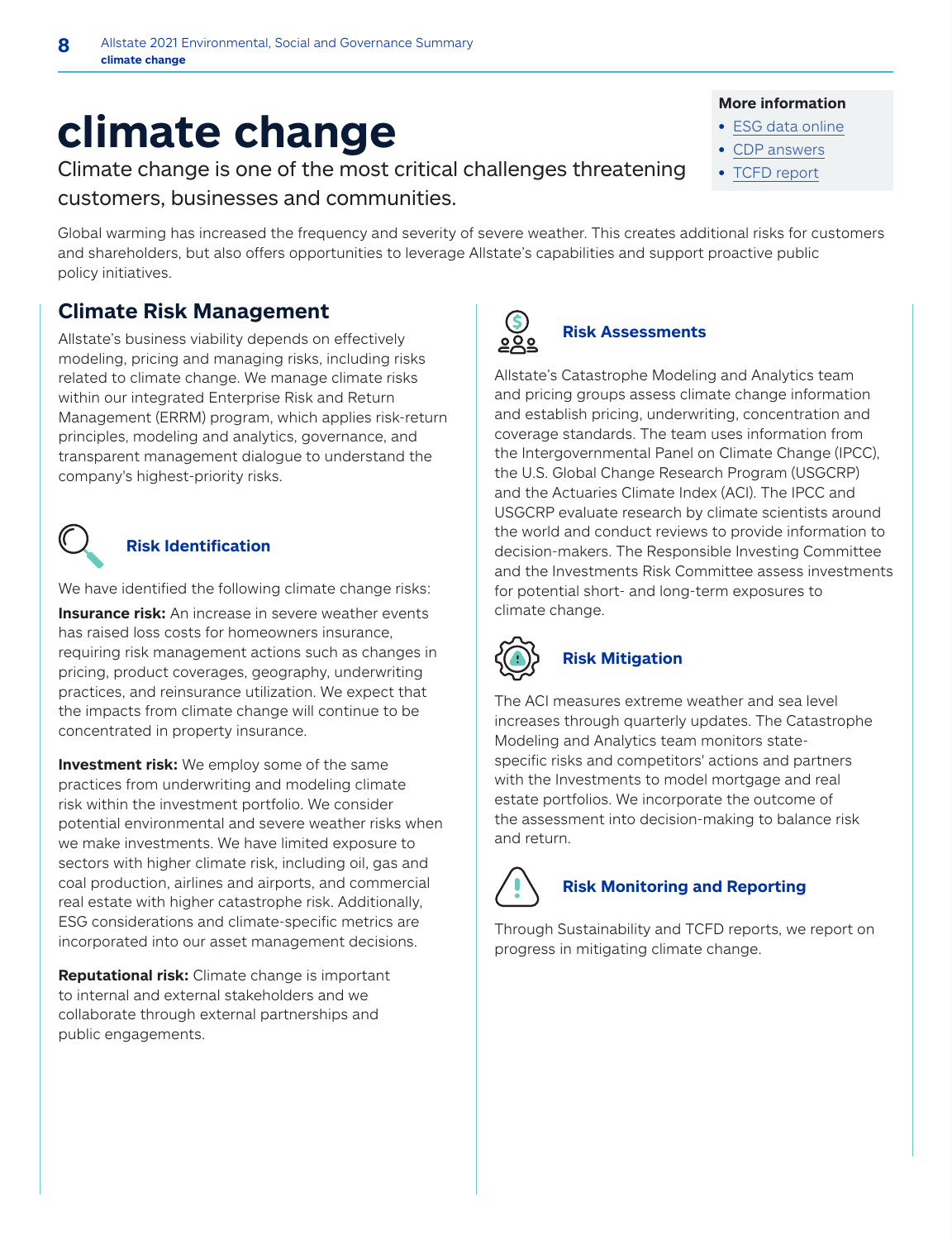# climate change

Climate change is one of the most critical challenges threatening customers, businesses and communities.

**More information**

- ESG data online
- CDP answers
- TCFD report

Global warming has increased the frequency and severity of severe weather. This creates additional risks for customers and shareholders, but also offers opportunities to leverage Allstate's capabilities and support proactive public policy initiatives.

## Climate Risk Management

Allstate's business viability depends on effectively modeling, pricing and managing risks, including risks related to climate change. We manage climate risks within our integrated Enterprise Risk and Return Management (ERRM) program, which applies risk-return principles, modeling and analytics, governance, and transparent management dialogue to understand the company's highest-priority risks.

### Risk Identification

We have identified the following climate change risks:

**Insurance risk:** An increase in severe weather events has raised loss costs for homeowners insurance, requiring risk management actions such as changes in pricing, product coverages, geography, underwriting practices, and reinsurance utilization. We expect that the impacts from climate change will continue to be concentrated in property insurance.

**Investment risk:** We employ some of the same practices from underwriting and modeling climate risk within the investment portfolio. We consider potential environmental and severe weather risks when we make investments. We have limited exposure to sectors with higher climate risk, including oil, gas and coal production, airlines and airports, and commercial real estate with higher catastrophe risk. Additionally, ESG considerations and climate-specific metrics are incorporated into our asset management decisions.

**Reputational risk:** Climate change is important to internal and external stakeholders and we collaborate through external partnerships and public engagements.

### Risk Assessments

Allstate's Catastrophe Modeling and Analytics team and pricing groups assess climate change information and establish pricing, underwriting, concentration and coverage standards. The team uses information from the Intergovernmental Panel on Climate Change (IPCC), the U.S. Global Change Research Program (USGCRP) and the Actuaries Climate Index (ACI). The IPCC and USGCRP evaluate research by climate scientists around the world and conduct reviews to provide information to decision-makers. The Responsible Investing Committee and the Investments Risk Committee assess investments for potential short- and long-term exposures to climate change.

### Risk Mitigation

The ACI measures extreme weather and sea level increases through quarterly updates. The Catastrophe Modeling and Analytics team monitors state-specific risks and competitors' actions and partners with the Investments to model mortgage and real estate portfolios. We incorporate the outcome of the assessment into decision-making to balance risk and return.

### Risk Monitoring and Reporting

Through Sustainability and TCFD reports, we report on progress in mitigating climate change.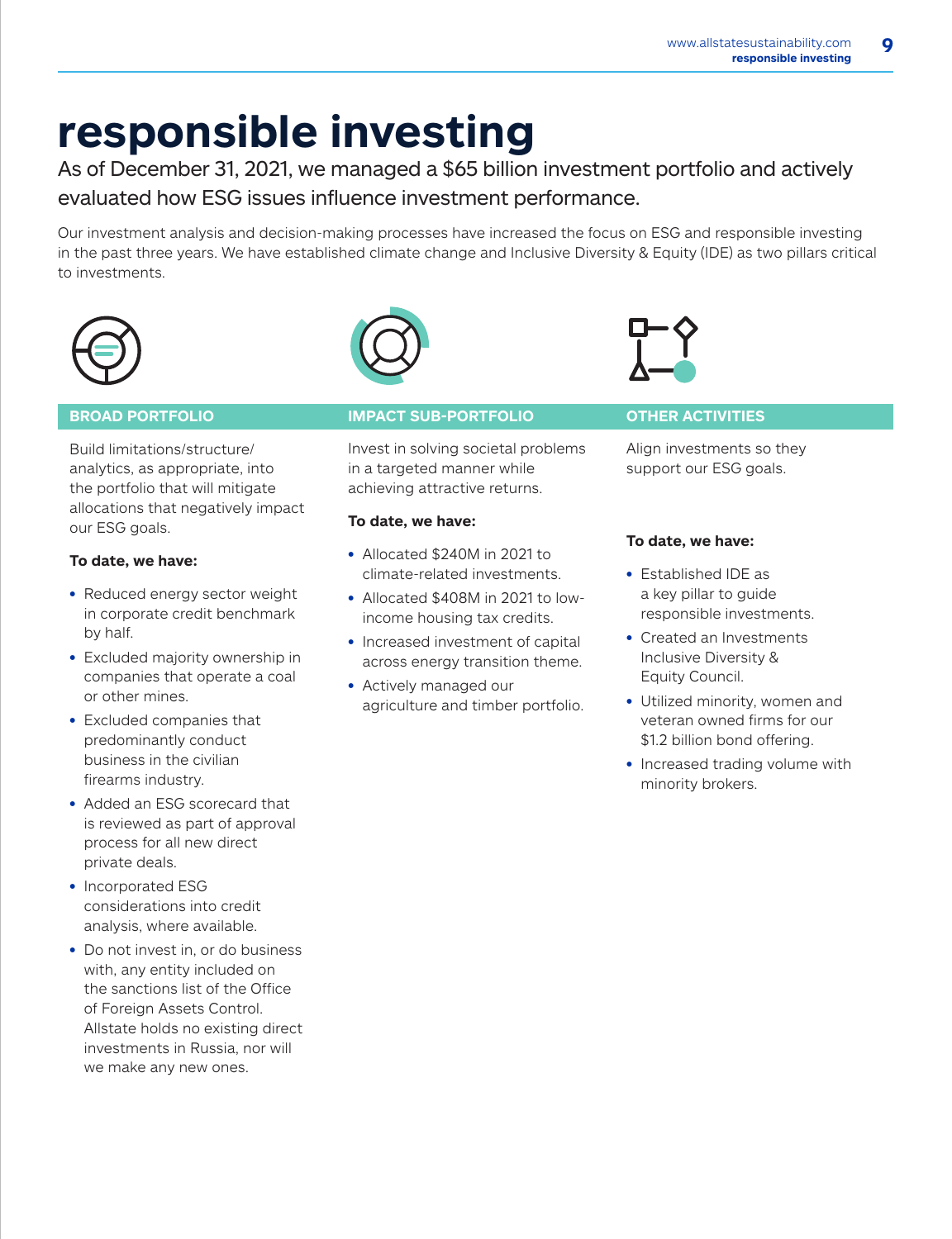# responsible investing

As of December 31, 2021, we managed a $65 billion investment portfolio and actively evaluated how ESG issues influence investment performance.

Our investment analysis and decision-making processes have increased the focus on ESG and responsible investing in the past three years. We have established climate change and Inclusive Diversity & Equity (IDE) as two pillars critical to investments.

## BROAD PORTFOLIO

Build limitations/structure/analytics, as appropriate, into the portfolio that will mitigate allocations that negatively impact our ESG goals.

**To date, we have:**

- Reduced energy sector weight in corporate credit benchmark by half.
- Excluded majority ownership in companies that operate a coal or other mines.
- Excluded companies that predominantly conduct business in the civilian firearms industry.
- Added an ESG scorecard that is reviewed as part of approval process for all new direct private deals.
- Incorporated ESG considerations into credit analysis, where available.
- Do not invest in, or do business with, any entity included on the sanctions list of the Office of Foreign Assets Control. Allstate holds no existing direct investments in Russia, nor will we make any new ones.

## IMPACT SUB-PORTFOLIO

Invest in solving societal problems in a targeted manner while achieving attractive returns.

**To date, we have:**

- Allocated $240M in 2021 to climate-related investments.
- Allocated $408M in 2021 to low-income housing tax credits.
- Increased investment of capital across energy transition theme.
- Actively managed our agriculture and timber portfolio.

## OTHER ACTIVITIES

Align investments so they support our ESG goals.

**To date, we have:**

- Established IDE as a key pillar to guide responsible investments.
- Created an Investments Inclusive Diversity & Equity Council.
- Utilized minority, women and veteran owned firms for our $1.2 billion bond offering.
- Increased trading volume with minority brokers.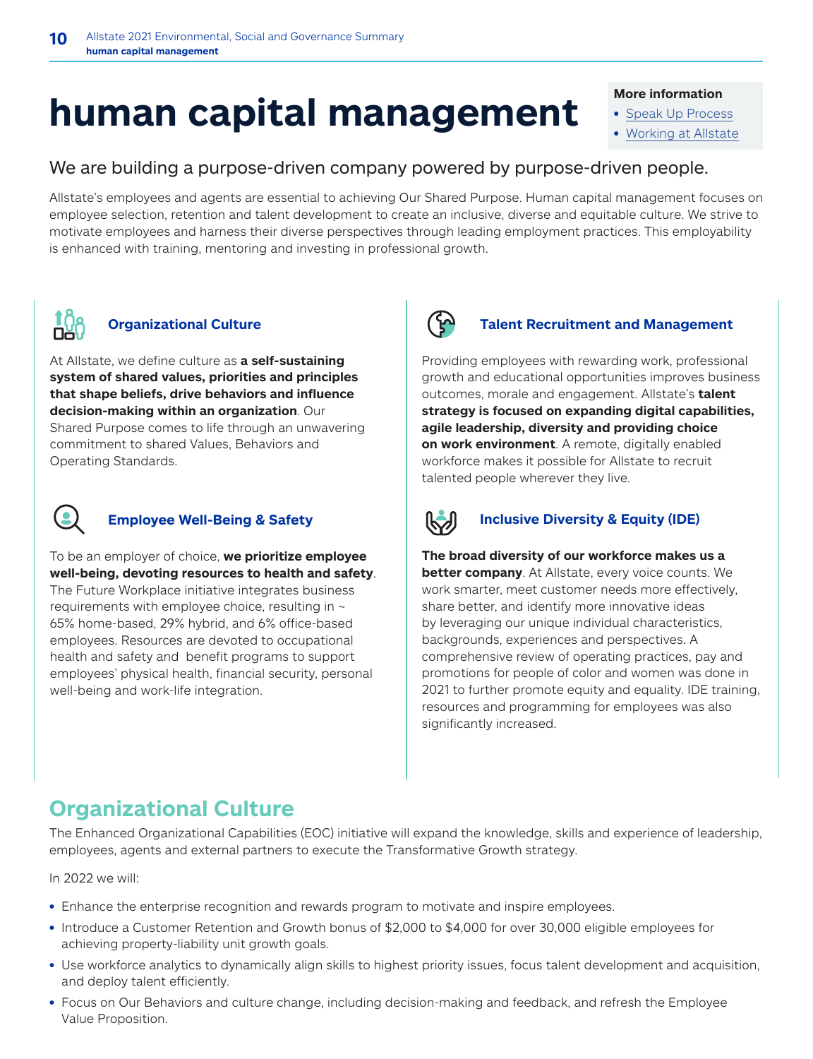# human capital management

**More information**

- Speak Up Process
- Working at Allstate

## We are building a purpose-driven company powered by purpose-driven people.

Allstate's employees and agents are essential to achieving Our Shared Purpose. Human capital management focuses on employee selection, retention and talent development to create an inclusive, diverse and equitable culture. We strive to motivate employees and harness their diverse perspectives through leading employment practices. This employability is enhanced with training, mentoring and investing in professional growth.

### Organizational Culture

At Allstate, we define culture as **a self-sustaining system of shared values, priorities and principles that shape beliefs, drive behaviors and influence decision-making within an organization**. Our Shared Purpose comes to life through an unwavering commitment to shared Values, Behaviors and Operating Standards.

### Employee Well-Being & Safety

To be an employer of choice, **we prioritize employee well-being, devoting resources to health and safety**. The Future Workplace initiative integrates business requirements with employee choice, resulting in ~ 65% home-based, 29% hybrid, and 6% office-based employees. Resources are devoted to occupational health and safety and benefit programs to support employees' physical health, financial security, personal well-being and work-life integration.

### Talent Recruitment and Management

Providing employees with rewarding work, professional growth and educational opportunities improves business outcomes, morale and engagement. Allstate's **talent strategy is focused on expanding digital capabilities, agile leadership, diversity and providing choice on work environment**. A remote, digitally enabled workforce makes it possible for Allstate to recruit talented people wherever they live.

### Inclusive Diversity & Equity (IDE)

**The broad diversity of our workforce makes us a better company**. At Allstate, every voice counts. We work smarter, meet customer needs more effectively, share better, and identify more innovative ideas by leveraging our unique individual characteristics, backgrounds, experiences and perspectives. A comprehensive review of operating practices, pay and promotions for people of color and women was done in 2021 to further promote equity and equality. IDE training, resources and programming for employees was also significantly increased.

## Organizational Culture

The Enhanced Organizational Capabilities (EOC) initiative will expand the knowledge, skills and experience of leadership, employees, agents and external partners to execute the Transformative Growth strategy.

In 2022 we will:

- Enhance the enterprise recognition and rewards program to motivate and inspire employees.
- Introduce a Customer Retention and Growth bonus of $2,000 to $4,000 for over 30,000 eligible employees for achieving property-liability unit growth goals.
- Use workforce analytics to dynamically align skills to highest priority issues, focus talent development and acquisition, and deploy talent efficiently.
- Focus on Our Behaviors and culture change, including decision-making and feedback, and refresh the Employee Value Proposition.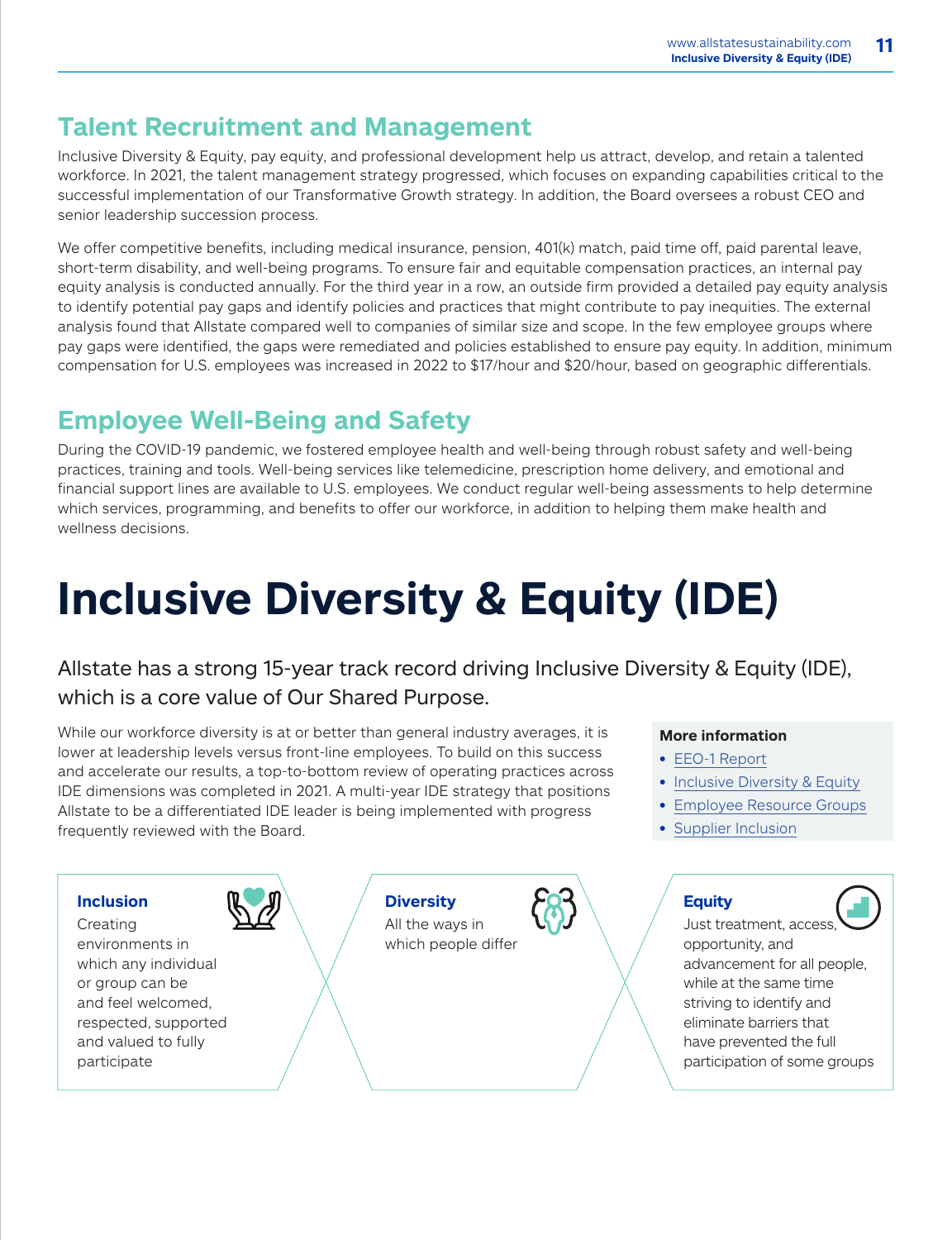## Talent Recruitment and Management

Inclusive Diversity & Equity, pay equity, and professional development help us attract, develop, and retain a talented workforce. In 2021, the talent management strategy progressed, which focuses on expanding capabilities critical to the successful implementation of our Transformative Growth strategy. In addition, the Board oversees a robust CEO and senior leadership succession process.

We offer competitive benefits, including medical insurance, pension, 401(k) match, paid time off, paid parental leave, short-term disability, and well-being programs. To ensure fair and equitable compensation practices, an internal pay equity analysis is conducted annually. For the third year in a row, an outside firm provided a detailed pay equity analysis to identify potential pay gaps and identify policies and practices that might contribute to pay inequities. The external analysis found that Allstate compared well to companies of similar size and scope. In the few employee groups where pay gaps were identified, the gaps were remediated and policies established to ensure pay equity. In addition, minimum compensation for U.S. employees was increased in 2022 to $17/hour and $20/hour, based on geographic differentials.

## Employee Well-Being and Safety

During the COVID-19 pandemic, we fostered employee health and well-being through robust safety and well-being practices, training and tools. Well-being services like telemedicine, prescription home delivery, and emotional and financial support lines are available to U.S. employees. We conduct regular well-being assessments to help determine which services, programming, and benefits to offer our workforce, in addition to helping them make health and wellness decisions.

# Inclusive Diversity & Equity (IDE)

Allstate has a strong 15-year track record driving Inclusive Diversity & Equity (IDE), which is a core value of Our Shared Purpose.

While our workforce diversity is at or better than general industry averages, it is lower at leadership levels versus front-line employees. To build on this success and accelerate our results, a top-to-bottom review of operating practices across IDE dimensions was completed in 2021. A multi-year IDE strategy that positions Allstate to be a differentiated IDE leader is being implemented with progress frequently reviewed with the Board.

**More information**

- EEO-1 Report
- Inclusive Diversity & Equity
- Employee Resource Groups
- Supplier Inclusion

**Inclusion**
Creating environments in which any individual or group can be and feel welcomed, respected, supported and valued to fully participate

**Diversity**
All the ways in which people differ

**Equity**
Just treatment, access, opportunity, and advancement for all people, while at the same time striving to identify and eliminate barriers that have prevented the full participation of some groups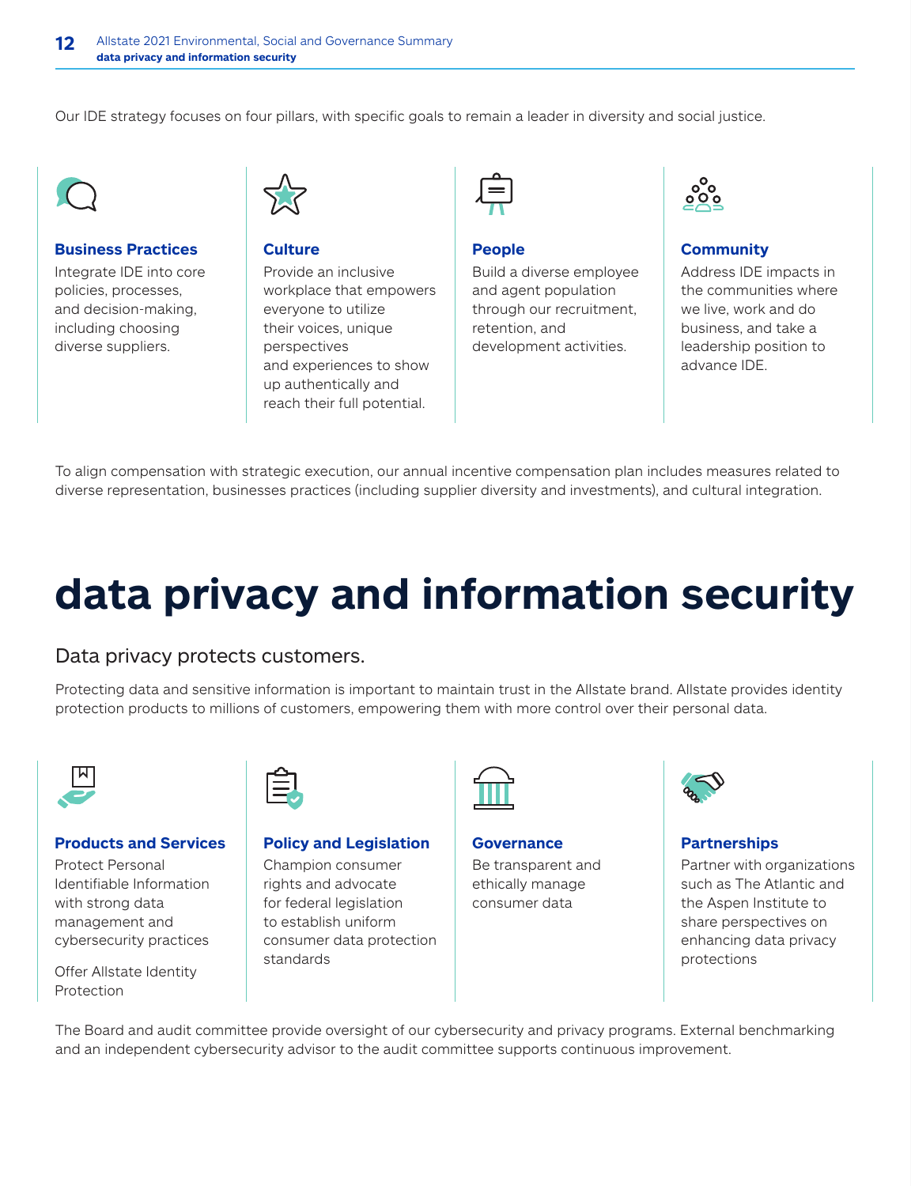Our IDE strategy focuses on four pillars, with specific goals to remain a leader in diversity and social justice.

### Business Practices

Integrate IDE into core policies, processes, and decision-making, including choosing diverse suppliers.

### Culture

Provide an inclusive workplace that empowers everyone to utilize their voices, unique perspectives and experiences to show up authentically and reach their full potential.

### People

Build a diverse employee and agent population through our recruitment, retention, and development activities.

### Community

Address IDE impacts in the communities where we live, work and do business, and take a leadership position to advance IDE.

To align compensation with strategic execution, our annual incentive compensation plan includes measures related to diverse representation, businesses practices (including supplier diversity and investments), and cultural integration.

# data privacy and information security

## Data privacy protects customers.

Protecting data and sensitive information is important to maintain trust in the Allstate brand. Allstate provides identity protection products to millions of customers, empowering them with more control over their personal data.

### Products and Services

Protect Personal Identifiable Information with strong data management and cybersecurity practices

Offer Allstate Identity Protection

### Policy and Legislation

Champion consumer rights and advocate for federal legislation to establish uniform consumer data protection standards

### Governance

Be transparent and ethically manage consumer data

### Partnerships

Partner with organizations such as The Atlantic and the Aspen Institute to share perspectives on enhancing data privacy protections

The Board and audit committee provide oversight of our cybersecurity and privacy programs. External benchmarking and an independent cybersecurity advisor to the audit committee supports continuous improvement.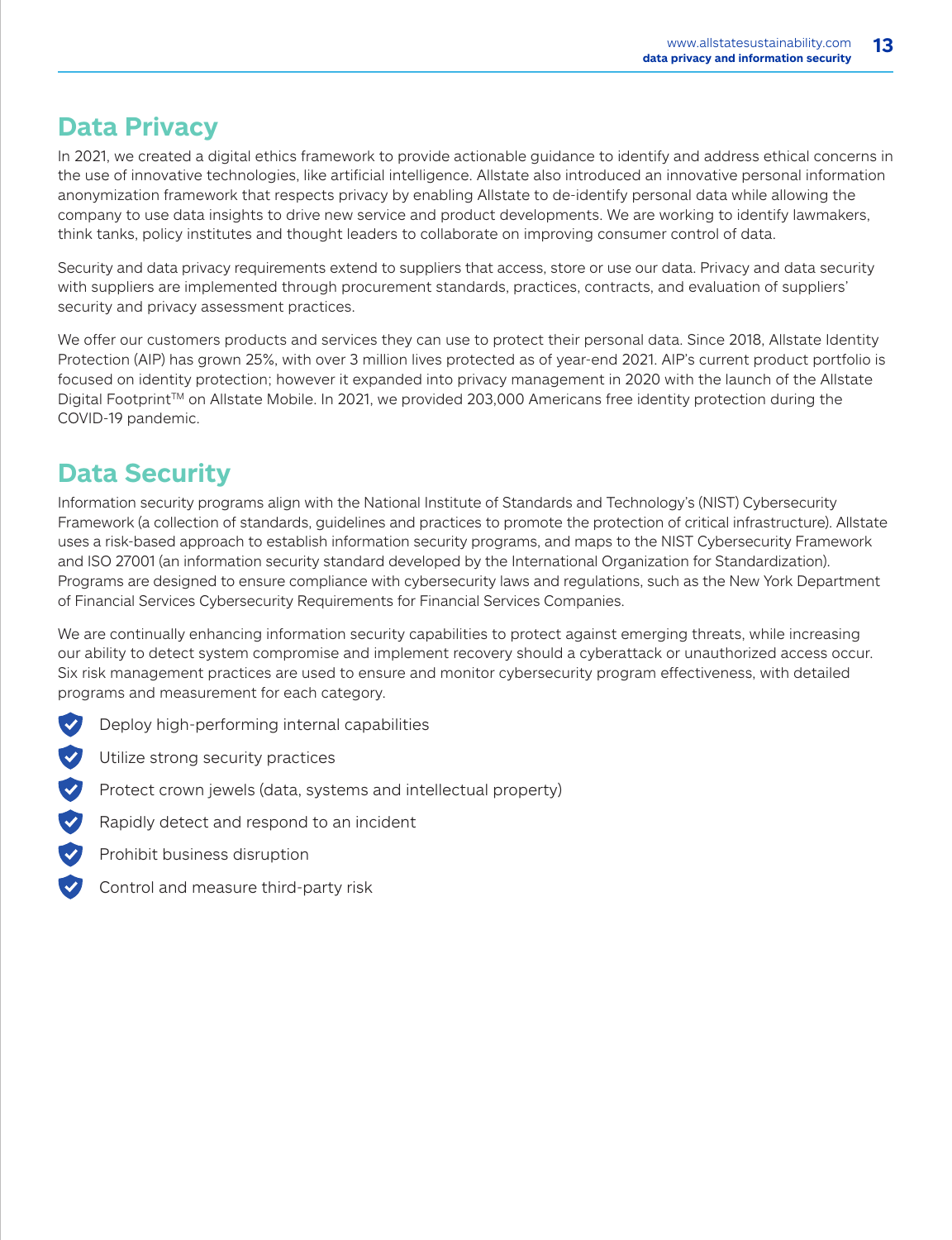## Data Privacy

In 2021, we created a digital ethics framework to provide actionable guidance to identify and address ethical concerns in the use of innovative technologies, like artificial intelligence. Allstate also introduced an innovative personal information anonymization framework that respects privacy by enabling Allstate to de-identify personal data while allowing the company to use data insights to drive new service and product developments. We are working to identify lawmakers, think tanks, policy institutes and thought leaders to collaborate on improving consumer control of data.

Security and data privacy requirements extend to suppliers that access, store or use our data. Privacy and data security with suppliers are implemented through procurement standards, practices, contracts, and evaluation of suppliers' security and privacy assessment practices.

We offer our customers products and services they can use to protect their personal data. Since 2018, Allstate Identity Protection (AIP) has grown 25%, with over 3 million lives protected as of year-end 2021. AIP's current product portfolio is focused on identity protection; however it expanded into privacy management in 2020 with the launch of the Allstate Digital Footprint™ on Allstate Mobile. In 2021, we provided 203,000 Americans free identity protection during the COVID-19 pandemic.

## Data Security

Information security programs align with the National Institute of Standards and Technology's (NIST) Cybersecurity Framework (a collection of standards, guidelines and practices to promote the protection of critical infrastructure). Allstate uses a risk-based approach to establish information security programs, and maps to the NIST Cybersecurity Framework and ISO 27001 (an information security standard developed by the International Organization for Standardization). Programs are designed to ensure compliance with cybersecurity laws and regulations, such as the New York Department of Financial Services Cybersecurity Requirements for Financial Services Companies.

We are continually enhancing information security capabilities to protect against emerging threats, while increasing our ability to detect system compromise and implement recovery should a cyberattack or unauthorized access occur. Six risk management practices are used to ensure and monitor cybersecurity program effectiveness, with detailed programs and measurement for each category.

- Deploy high-performing internal capabilities
- Utilize strong security practices
- Protect crown jewels (data, systems and intellectual property)
- Rapidly detect and respond to an incident
- Prohibit business disruption
- Control and measure third-party risk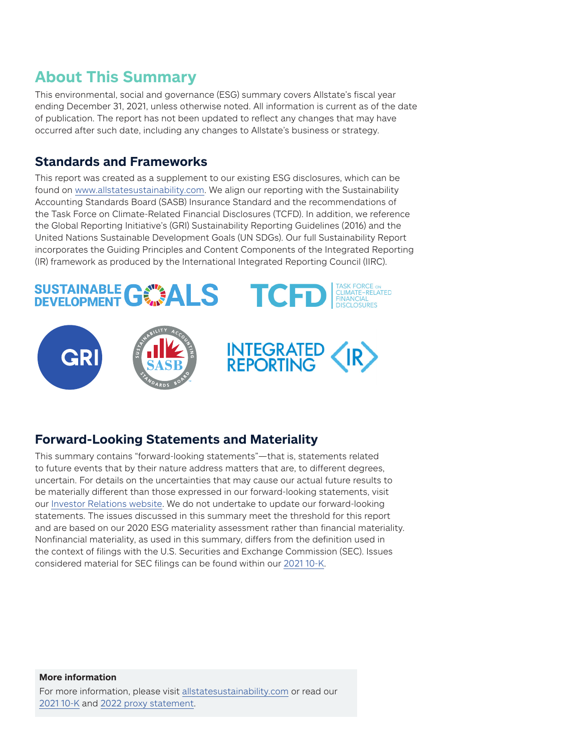# About This Summary

This environmental, social and governance (ESG) summary covers Allstate's fiscal year ending December 31, 2021, unless otherwise noted. All information is current as of the date of publication. The report has not been updated to reflect any changes that may have occurred after such date, including any changes to Allstate's business or strategy.

## Standards and Frameworks

This report was created as a supplement to our existing ESG disclosures, which can be found on www.allstatesustainability.com. We align our reporting with the Sustainability Accounting Standards Board (SASB) Insurance Standard and the recommendations of the Task Force on Climate-Related Financial Disclosures (TCFD). In addition, we reference the Global Reporting Initiative's (GRI) Sustainability Reporting Guidelines (2016) and the United Nations Sustainable Development Goals (UN SDGs). Our full Sustainability Report incorporates the Guiding Principles and Content Components of the Integrated Reporting (IR) framework as produced by the International Integrated Reporting Council (IIRC).

## Forward-Looking Statements and Materiality

This summary contains "forward-looking statements"—that is, statements related to future events that by their nature address matters that are, to different degrees, uncertain. For details on the uncertainties that may cause our actual future results to be materially different than those expressed in our forward-looking statements, visit our Investor Relations website. We do not undertake to update our forward-looking statements. The issues discussed in this summary meet the threshold for this report and are based on our 2020 ESG materiality assessment rather than financial materiality. Nonfinancial materiality, as used in this summary, differs from the definition used in the context of filings with the U.S. Securities and Exchange Commission (SEC). Issues considered material for SEC filings can be found within our 2021 10-K.

**More information**

For more information, please visit allstatesustainability.com or read our 2021 10-K and 2022 proxy statement.